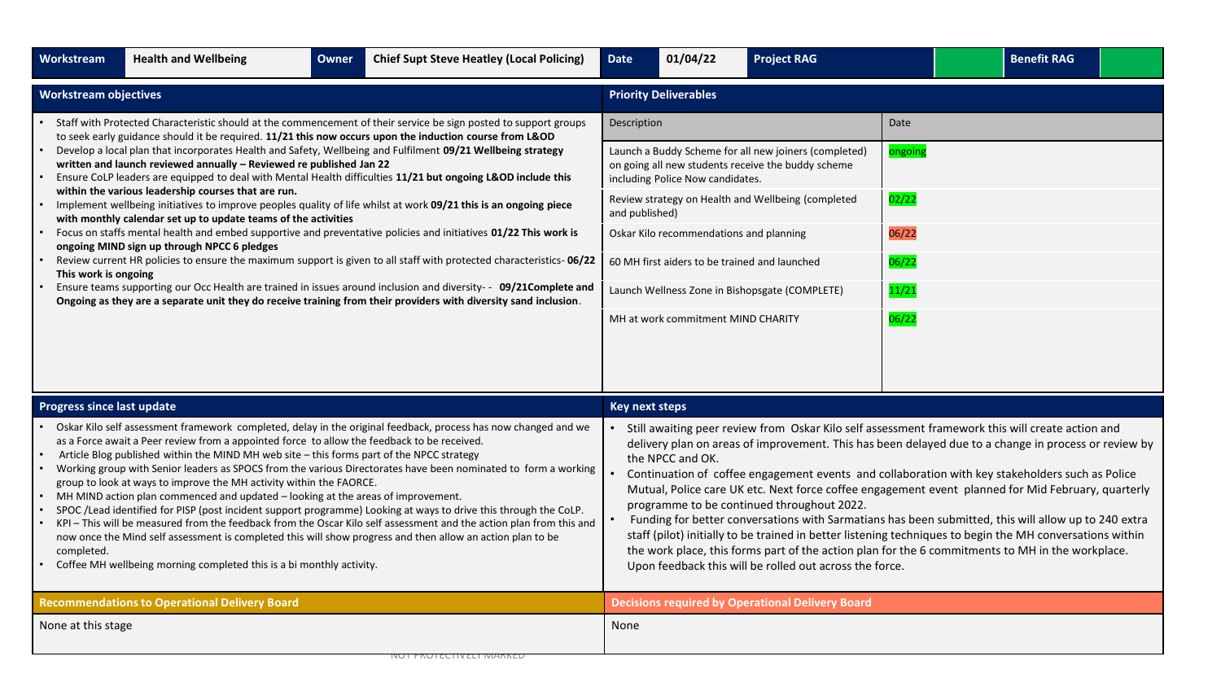| Workstream | Health and Wellbeing | Owner | Chief Supt Steve Heatley (Local Policing) | Date | 01/04/22 | Project RAG | | Benefit RAG | |
|---|---|---|---|---|---|---|---|---|---|

## Workstream objectives

- Staff with Protected Characteristic should at the commencement of their service be sign posted to support groups to seek early guidance should it be required. **11/21 this now occurs upon the induction course from L&OD**
- Develop a local plan that incorporates Health and Safety, Wellbeing and Fulfilment **09/21 Wellbeing strategy written and launch reviewed annually – Reviewed re published Jan 22**
- Ensure CoLP leaders are equipped to deal with Mental Health difficulties **11/21 but ongoing L&OD include this within the various leadership courses that are run.**
- Implement wellbeing initiatives to improve peoples quality of life whilst at work **09/21 this is an ongoing piece with monthly calendar set up to update teams of the activities**
- Focus on staffs mental health and embed supportive and preventative policies and initiatives **01/22 This work is ongoing MIND sign up through NPCC 6 pledges**
- Review current HR policies to ensure the maximum support is given to all staff with protected characteristics- **06/22 This work is ongoing**
- Ensure teams supporting our Occ Health are trained in issues around inclusion and diversity- - **09/21Complete and Ongoing as they are a separate unit they do receive training from their providers with diversity sand inclusion**.

## Priority Deliverables

| Description | Date |
|---|---|
| Launch a Buddy Scheme for all new joiners (completed) on going all new students receive the buddy scheme including Police Now candidates. | ongoing |
| Review strategy on Health and Wellbeing (completed and published) | 02/22 |
| Oskar Kilo recommendations and planning | 06/22 |
| 60 MH first aiders to be trained and launched | 06/22 |
| Launch Wellness Zone in Bishopsgate (COMPLETE) | 11/21 |
| MH at work commitment MIND CHARITY | 06/22 |

## Progress since last update

- Oskar Kilo self assessment framework completed, delay in the original feedback, process has now changed and we as a Force await a Peer review from a appointed force to allow the feedback to be received.
- Article Blog published within the MIND MH web site – this forms part of the NPCC strategy
- Working group with Senior leaders as SPOCS from the various Directorates have been nominated to form a working group to look at ways to improve the MH activity within the FAORCE.
- MH MIND action plan commenced and updated – looking at the areas of improvement.
- SPOC /Lead identified for PISP (post incident support programme) Looking at ways to drive this through the CoLP.
- KPI – This will be measured from the feedback from the Oscar Kilo self assessment and the action plan from this and now once the Mind self assessment is completed this will show progress and then allow an action plan to be completed.
- Coffee MH wellbeing morning completed this is a bi monthly activity.

## Key next steps

- Still awaiting peer review from Oskar Kilo self assessment framework this will create action and delivery plan on areas of improvement. This has been delayed due to a change in process or review by the NPCC and OK.
- Continuation of coffee engagement events and collaboration with key stakeholders such as Police Mutual, Police care UK etc. Next force coffee engagement event planned for Mid February, quarterly programme to be continued throughout 2022.
- Funding for better conversations with Sarmatians has been submitted, this will allow up to 240 extra staff (pilot) initially to be trained in better listening techniques to begin the MH conversations within the work place, this forms part of the action plan for the 6 commitments to MH in the workplace. Upon feedback this will be rolled out across the force.

## Recommendations to Operational Delivery Board

None at this stage

## Decisions required by Operational Delivery Board

None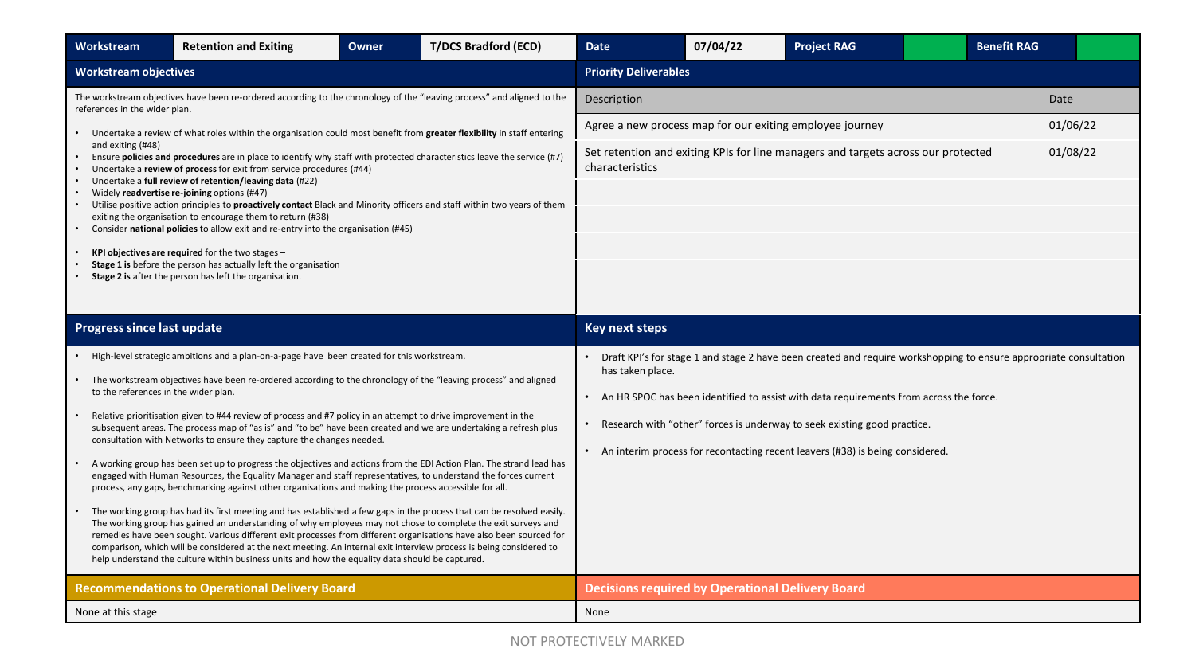| Workstream | Retention and Exiting | Owner | T/DCS Bradford (ECD) | Date | 07/04/22 | Project RAG | | Benefit RAG | |
|---|---|---|---|---|---|---|---|---|---|

## Workstream objectives

The workstream objectives have been re-ordered according to the chronology of the "leaving process" and aligned to the references in the wider plan.

- Undertake a review of what roles within the organisation could most benefit from **greater flexibility** in staff entering and exiting (#48)
- Ensure **policies and procedures** are in place to identify why staff with protected characteristics leave the service (#7)
- Undertake a **review of process** for exit from service procedures (#44)
- Undertake a **full review of retention/leaving data** (#22)
- Widely **readvertise re-joining** options (#47)
- Utilise positive action principles to **proactively contact** Black and Minority officers and staff within two years of them exiting the organisation to encourage them to return (#38)
- Consider **national policies** to allow exit and re-entry into the organisation (#45)

- **KPI objectives are required** for the two stages –
- **Stage 1 is** before the person has actually left the organisation
- **Stage 2 is** after the person has left the organisation.

## Priority Deliverables

| Description | Date |
|---|---|
| Agree a new process map for our exiting employee journey | 01/06/22 |
| Set retention and exiting KPIs for line managers and targets across our protected characteristics | 01/08/22 |
| | |
| | |
| | |
| | |
| | |

## Progress since last update

- High-level strategic ambitions and a plan-on-a-page have been created for this workstream.
- The workstream objectives have been re-ordered according to the chronology of the "leaving process" and aligned to the references in the wider plan.
- Relative prioritisation given to #44 review of process and #7 policy in an attempt to drive improvement in the subsequent areas. The process map of "as is" and "to be" have been created and we are undertaking a refresh plus consultation with Networks to ensure they capture the changes needed.
- A working group has been set up to progress the objectives and actions from the EDI Action Plan. The strand lead has engaged with Human Resources, the Equality Manager and staff representatives, to understand the forces current process, any gaps, benchmarking against other organisations and making the process accessible for all.
- The working group has had its first meeting and has established a few gaps in the process that can be resolved easily. The working group has gained an understanding of why employees may not chose to complete the exit surveys and remedies have been sought. Various different exit processes from different organisations have also been sourced for comparison, which will be considered at the next meeting. An internal exit interview process is being considered to help understand the culture within business units and how the equality data should be captured.

## Key next steps

- Draft KPI's for stage 1 and stage 2 have been created and require workshopping to ensure appropriate consultation has taken place.
- An HR SPOC has been identified to assist with data requirements from across the force.
- Research with "other" forces is underway to seek existing good practice.
- An interim process for recontacting recent leavers (#38) is being considered.

## Recommendations to Operational Delivery Board

None at this stage

## Decisions required by Operational Delivery Board

None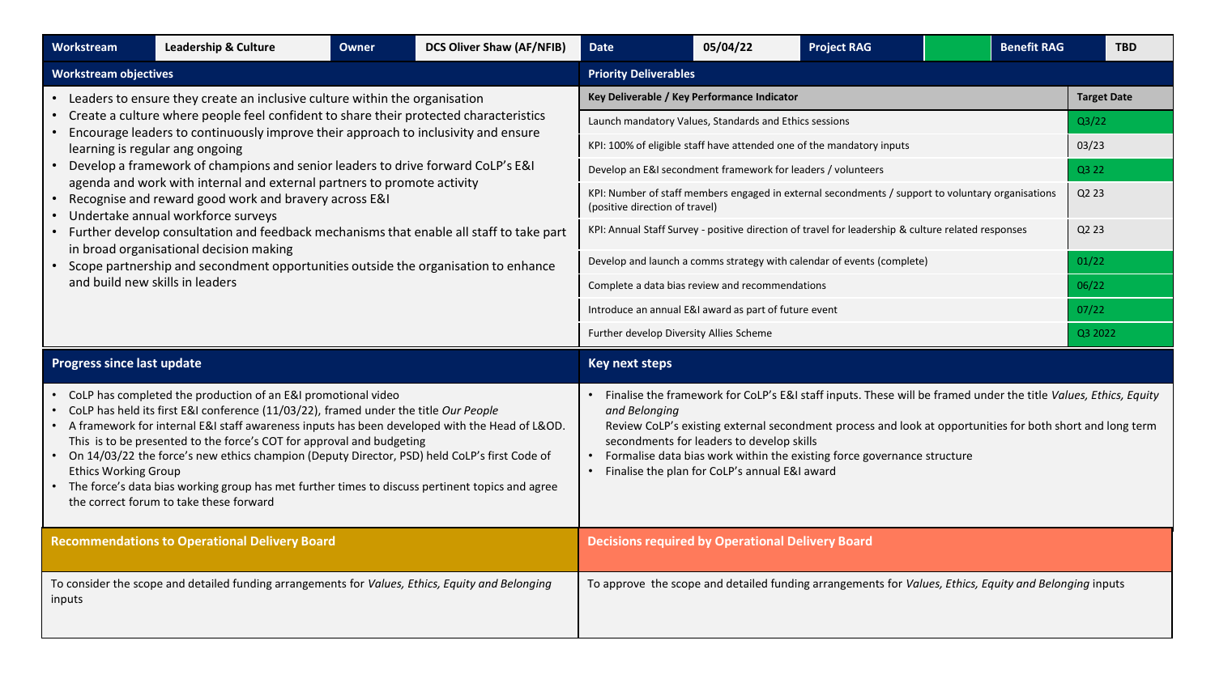| Workstream | Leadership & Culture | Owner | DCS Oliver Shaw (AF/NFIB) | Date | 05/04/22 | Project RAG | | Benefit RAG | TBD |
|---|---|---|---|---|---|---|---|---|---|

## Workstream objectives

- Leaders to ensure they create an inclusive culture within the organisation
- Create a culture where people feel confident to share their protected characteristics
- Encourage leaders to continuously improve their approach to inclusivity and ensure learning is regular ang ongoing
- Develop a framework of champions and senior leaders to drive forward CoLP's E&I agenda and work with internal and external partners to promote activity
- Recognise and reward good work and bravery across E&I
- Undertake annual workforce surveys
- Further develop consultation and feedback mechanisms that enable all staff to take part in broad organisational decision making
- Scope partnership and secondment opportunities outside the organisation to enhance and build new skills in leaders

## Priority Deliverables

| Key Deliverable / Key Performance Indicator | Target Date |
|---|---|
| Launch mandatory Values, Standards and Ethics sessions | Q3/22 |
| KPI: 100% of eligible staff have attended one of the mandatory inputs | 03/23 |
| Develop an E&I secondment framework for leaders / volunteers | Q3 22 |
| KPI: Number of staff members engaged in external secondments / support to voluntary organisations (positive direction of travel) | Q2 23 |
| KPI: Annual Staff Survey - positive direction of travel for leadership & culture related responses | Q2 23 |
| Develop and launch a comms strategy with calendar of events (complete) | 01/22 |
| Complete a data bias review and recommendations | 06/22 |
| Introduce an annual E&I award as part of future event | 07/22 |
| Further develop Diversity Allies Scheme | Q3 2022 |

## Progress since last update

- CoLP has completed the production of an E&I promotional video
- CoLP has held its first E&I conference (11/03/22), framed under the title *Our People*
- A framework for internal E&I staff awareness inputs has been developed with the Head of L&OD. This is to be presented to the force's COT for approval and budgeting
- On 14/03/22 the force's new ethics champion (Deputy Director, PSD) held CoLP's first Code of Ethics Working Group
- The force's data bias working group has met further times to discuss pertinent topics and agree the correct forum to take these forward

## Key next steps

- Finalise the framework for CoLP's E&I staff inputs. These will be framed under the title *Values, Ethics, Equity and Belonging*
  Review CoLP's existing external secondment process and look at opportunities for both short and long term secondments for leaders to develop skills
- Formalise data bias work within the existing force governance structure
- Finalise the plan for CoLP's annual E&I award

## Recommendations to Operational Delivery Board

To consider the scope and detailed funding arrangements for *Values, Ethics, Equity and Belonging* inputs

## Decisions required by Operational Delivery Board

To approve the scope and detailed funding arrangements for *Values, Ethics, Equity and Belonging* inputs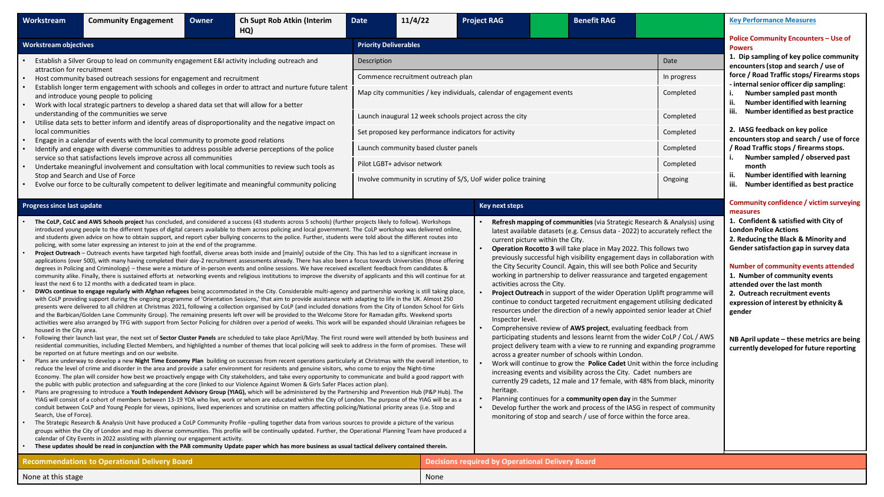| Workstream | Community Engagement | Owner | Ch Supt Rob Atkin (Interim HQ) | Date | 11/4/22 | Project RAG | | Benefit RAG | |
|---|---|---|---|---|---|---|---|---|---|

## Workstream objectives

- Establish a Silver Group to lead on community engagement E&I activity including outreach and attraction for recruitment
- Host community based outreach sessions for engagement and recruitment
- Establish longer term engagement with schools and colleges in order to attract and nurture future talent and introduce young people to policing
- Work with local strategic partners to develop a shared data set that will allow for a better understanding of the communities we serve
- Utilise data sets to better inform and identify areas of disproportionality and the negative impact on local communities
- Engage in a calendar of events with the local community to promote good relations
- Identify and engage with diverse communities to address possible adverse perceptions of the police service so that satisfactions levels improve across all communities
- Undertake meaningful involvement and consultation with local communities to review such tools as Stop and Search and Use of Force
- Evolve our force to be culturally competent to deliver legitimate and meaningful community policing

## Priority Deliverables

| Description | Date |
|---|---|
| Commence recruitment outreach plan | In progress |
| Map city communities / key individuals, calendar of engagement events | Completed |
| Launch inaugural 12 week schools project across the city | Completed |
| Set proposed key performance indicators for activity | Completed |
| Launch community based cluster panels | Completed |
| Pilot LGBT+ advisor network | Completed |
| Involve community in scrutiny of S/S, UoF wider police training | Ongoing |

## Key Performance Measures

**Police Community Encounters – Use of Powers**

**1. Dip sampling of key police community encounters (stop and search / use of force / Road Traffic stops/ Firearms stops - internal senior officer dip sampling:**

- **i. Number sampled past month**
- **ii. Number identified with learning**
- **iii. Number identified as best practice**

**2. IASG feedback on key police encounters stop and search / use of force / Road Traffic stops / firearms stops.**

- **i. Number sampled / observed past month**
- **ii. Number identified with learning**
- **iii. Number identified as best practice**

**Community confidence / victim surveying measures**

**1. Confident & satisfied with City of London Police Actions**

**2. Reducing the Black & Minority and Gender satisfaction gap in survey data**

**Number of community events attended**

**1. Number of community events attended over the last month**

**2. Outreach recruitment events expression of interest by ethnicity & gender**

**NB April update – these metrics are being currently developed for future reporting**

## Progress since last update

- **The CoLP, CoLC and AWS Schools project** has concluded, and considered a success (43 students across 5 schools) (further projects likely to follow). Workshops introduced young people to the different types of digital careers available to them across policing and local government. The CoLP workshop was delivered online, and students given advice on how to obtain support, and report cyber bullying concerns to the police. Further, students were told about the different routes into policing, with some later expressing an interest to join at the end of the programme.
- **Project Outreach** – Outreach events have targeted high footfall, diverse areas both inside and [mainly] outside of the City. This has led to a significant increase in applications (over 500), with many having completed their day-2 recruitment assessments already. There has also been a focus towards Universities (those offering degrees in Policing and Criminology) – these were a mixture of in-person events and online sessions. We have received excellent feedback from candidates & community alike. Finally, there is sustained efforts at networking events and religious institutions to improve the diversity of applicants and this will continue for at least the next 6 to 12 months with a dedicated team in place.
- **DWOs continue to engage regularly with Afghan refugees** being accommodated in the City. Considerable multi-agency and partnership working is still taking place, with CoLP providing support during the ongoing programme of 'Orientation Sessions,' that aim to provide assistance with adapting to life in the UK. Almost 250 presents were delivered to all children at Christmas 2021, following a collection organised by CoLP (and included donations from the City of London School for Girls and the Barbican/Golden Lane Community Group). The remaining presents left over will be provided to the Welcome Store for Ramadan gifts. Weekend sports activities were also arranged by TFG with support from Sector Policing for children over a period of weeks. This work will be expanded should Ukrainian refugees be housed in the City area.
- Following their launch last year, the next set of **Sector Cluster Panels** are scheduled to take place April/May. The first round were well attended by both business and residential communities, including Elected Members, and highlighted a number of themes that local policing will seek to address in the form of promises. These will be reported on at future meetings and on our website.
- Plans are underway to develop a new **Night Time Economy Plan** building on successes from recent operations particularly at Christmas with the overall intention, to reduce the level of crime and disorder in the area and provide a safer environment for residents and genuine visitors, who come to enjoy the Night-time Economy. The plan will consider how best we proactively engage with City stakeholders, and take every opportunity to communicate and build a good rapport with the public with public protection and safeguarding at the core (linked to our Violence Against Women & Girls Safer Places action plan).
- Plans are progressing to introduce a **Youth Independent Advisory Group (YIAG),** which will be administered by the Partnership and Prevention Hub (P&P Hub). The YIAG will consist of a cohort of members between 13-19 YOA who live, work or whom are educated within the City of London. The purpose of the YIAG will be as a conduit between CoLP and Young People for views, opinions, lived experiences and scrutinise on matters affecting policing/National priority areas (i.e. Stop and Search, Use of Force).
- The Strategic Research & Analysis Unit have produced a CoLP Community Profile –pulling together data from various sources to provide a picture of the various groups within the City of London and map its diverse communities. This profile will be continually updated. Further, the Operational Planning Team have produced a calendar of City Events in 2022 assisting with planning our engagement activity.
- **These updates should be read in conjunction with the PAB community Update paper which has more business as usual tactical delivery contained therein.**

## Key next steps

- **Refresh mapping of communities** (via Strategic Research & Analysis) using latest available datasets (e.g. Census data - 2022) to accurately reflect the current picture within the City.
- **Operation Rocotto 3** will take place in May 2022. This follows two previously successful high visibility engagement days in collaboration with the City Security Council. Again, this will see both Police and Security working in partnership to deliver reassurance and targeted engagement activities across the City.
- **Project Outreach** in support of the wider Operation Uplift programme will continue to conduct targeted recruitment engagement utilising dedicated resources under the direction of a newly appointed senior leader at Chief Inspector level.
- Comprehensive review of **AWS project**, evaluating feedback from participating students and lessons learnt from the wider CoLP / CoL / AWS project delivery team with a view to re running and expanding programme across a greater number of schools within London.
- Work will continue to grow the **Police Cadet** Unit within the force including increasing events and visibility across the City. Cadet numbers are currently 29 cadets, 12 male and 17 female, with 48% from black, minority heritage.
- Planning continues for a **community open day** in the Summer
- Develop further the work and process of the IASG in respect of community monitoring of stop and search / use of force within the force area.

| Recommendations to Operational Delivery Board | Decisions required by Operational Delivery Board |
|---|---|
| None at this stage | None |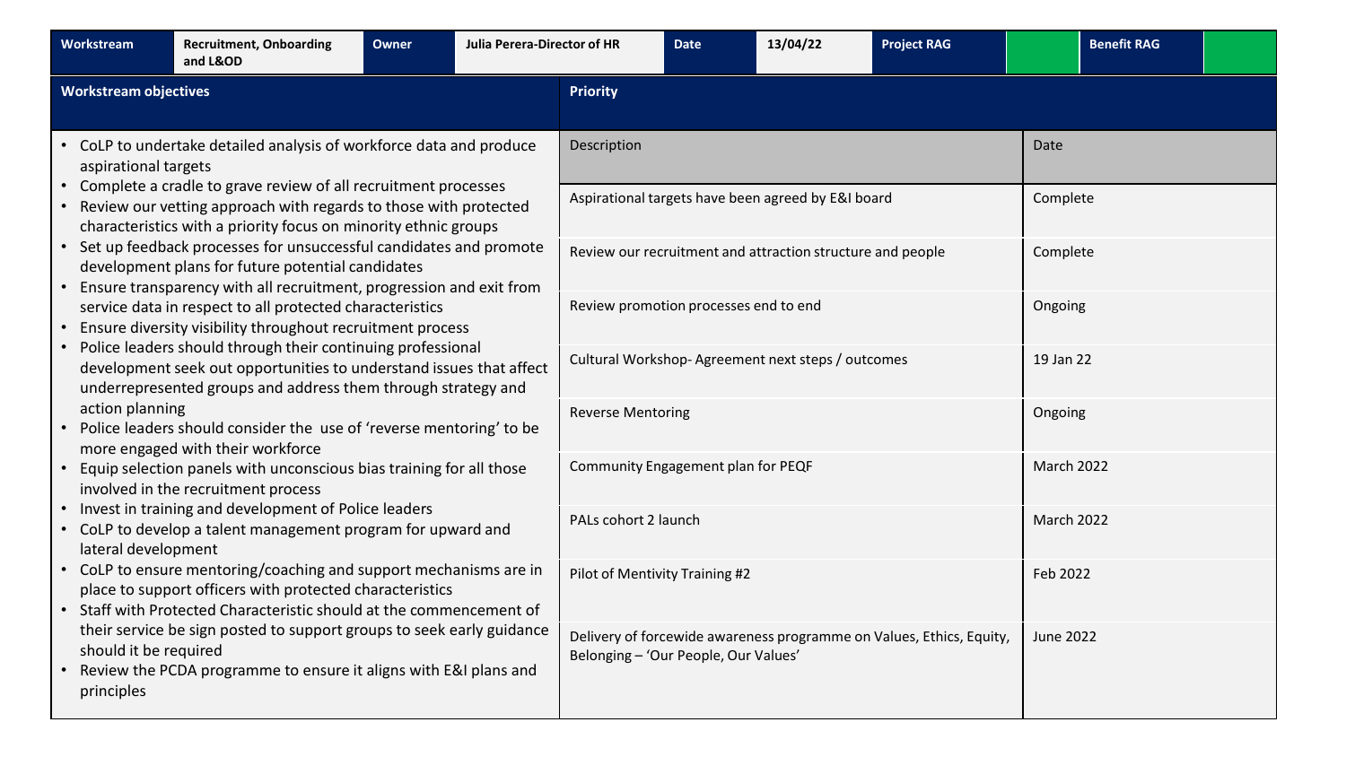| Workstream | Recruitment, Onboarding and L&OD | Owner | Julia Perera-Director of HR | Date | 13/04/22 | Project RAG | | Benefit RAG | |
|---|---|---|---|---|---|---|---|---|---|

## Workstream objectives

- CoLP to undertake detailed analysis of workforce data and produce aspirational targets
- Complete a cradle to grave review of all recruitment processes
- Review our vetting approach with regards to those with protected characteristics with a priority focus on minority ethnic groups
- Set up feedback processes for unsuccessful candidates and promote development plans for future potential candidates
- Ensure transparency with all recruitment, progression and exit from service data in respect to all protected characteristics
- Ensure diversity visibility throughout recruitment process
- Police leaders should through their continuing professional development seek out opportunities to understand issues that affect underrepresented groups and address them through strategy and action planning
- Police leaders should consider the use of 'reverse mentoring' to be more engaged with their workforce
- Equip selection panels with unconscious bias training for all those involved in the recruitment process
- Invest in training and development of Police leaders
- CoLP to develop a talent management program for upward and lateral development
- CoLP to ensure mentoring/coaching and support mechanisms are in place to support officers with protected characteristics
- Staff with Protected Characteristic should at the commencement of their service be sign posted to support groups to seek early guidance should it be required
- Review the PCDA programme to ensure it aligns with E&I plans and principles

## Priority

| Description | Date |
|---|---|
| Aspirational targets have been agreed by E&I board | Complete |
| Review our recruitment and attraction structure and people | Complete |
| Review promotion processes end to end | Ongoing |
| Cultural Workshop- Agreement next steps / outcomes | 19 Jan 22 |
| Reverse Mentoring | Ongoing |
| Community Engagement plan for PEQF | March 2022 |
| PALs cohort 2 launch | March 2022 |
| Pilot of Mentivity Training #2 | Feb 2022 |
| Delivery of forcewide awareness programme on Values, Ethics, Equity, Belonging – 'Our People, Our Values' | June 2022 |